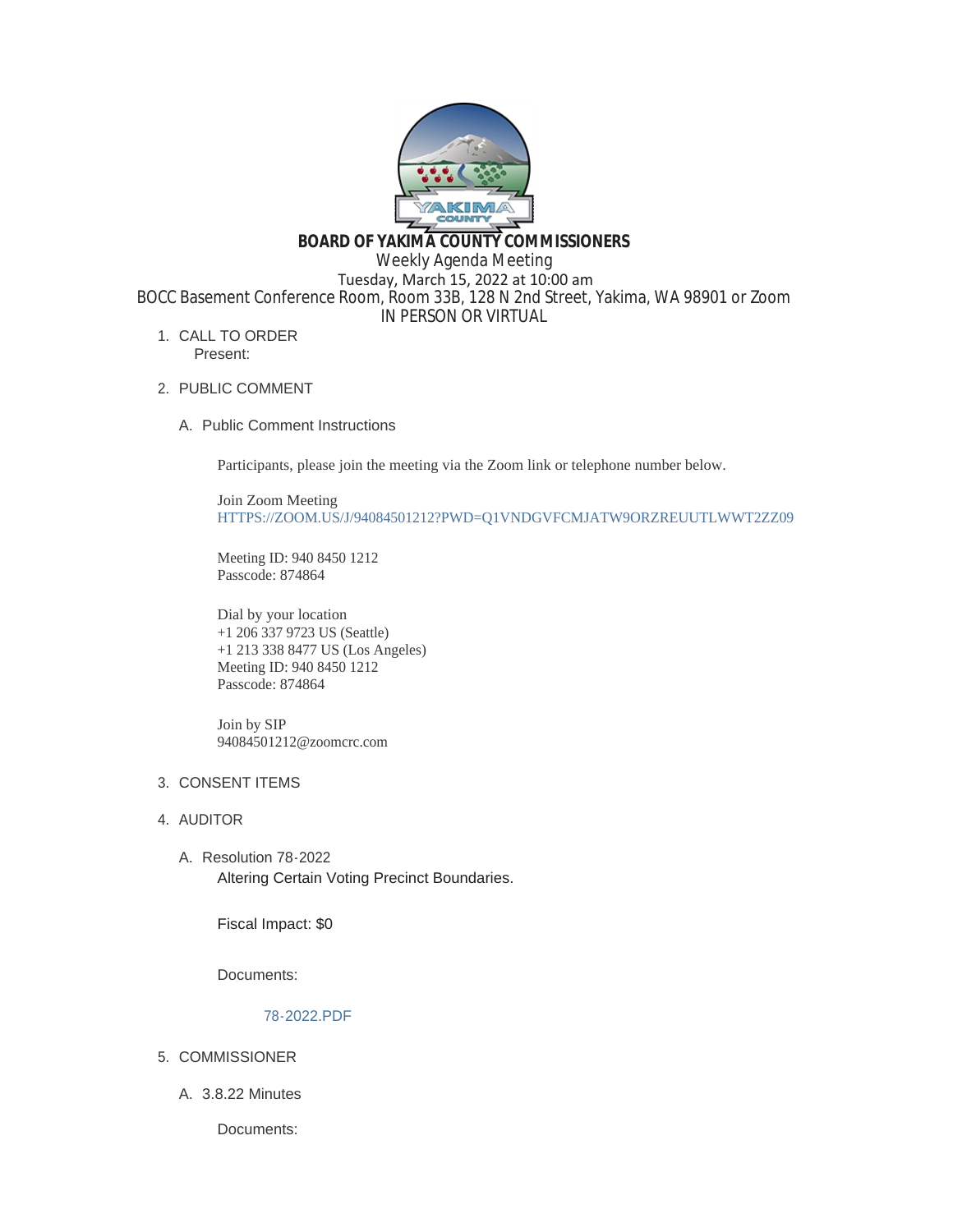# BOARD OF YAKIMA COUNTY COMMISSIONERS

Weekly Agenda Meeting
Tuesday, March 15, 2022 at 10:00 am
BOCC Basement Conference Room, Room 33B, 128 N 2nd Street, Yakima, WA 98901 or Zoom
IN PERSON OR VIRTUAL

1. CALL TO ORDER
   Present:

2. PUBLIC COMMENT

   A. Public Comment Instructions

      Participants, please join the meeting via the Zoom link or telephone number below.

      Join Zoom Meeting
      HTTPS://ZOOM.US/J/94084501212?PWD=Q1VNDGVFCMJATW9ORZREUUTLWWT2ZZ09

      Meeting ID: 940 8450 1212
      Passcode: 874864

      Dial by your location
      +1 206 337 9723 US (Seattle)
      +1 213 338 8477 US (Los Angeles)
      Meeting ID: 940 8450 1212
      Passcode: 874864

      Join by SIP
      94084501212@zoomcrc.com

3. CONSENT ITEMS

4. AUDITOR

   A. Resolution 78-2022
      Altering Certain Voting Precinct Boundaries.

      Fiscal Impact: $0

      Documents:

      78-2022.PDF

5. COMMISSIONER

   A. 3.8.22 Minutes

      Documents: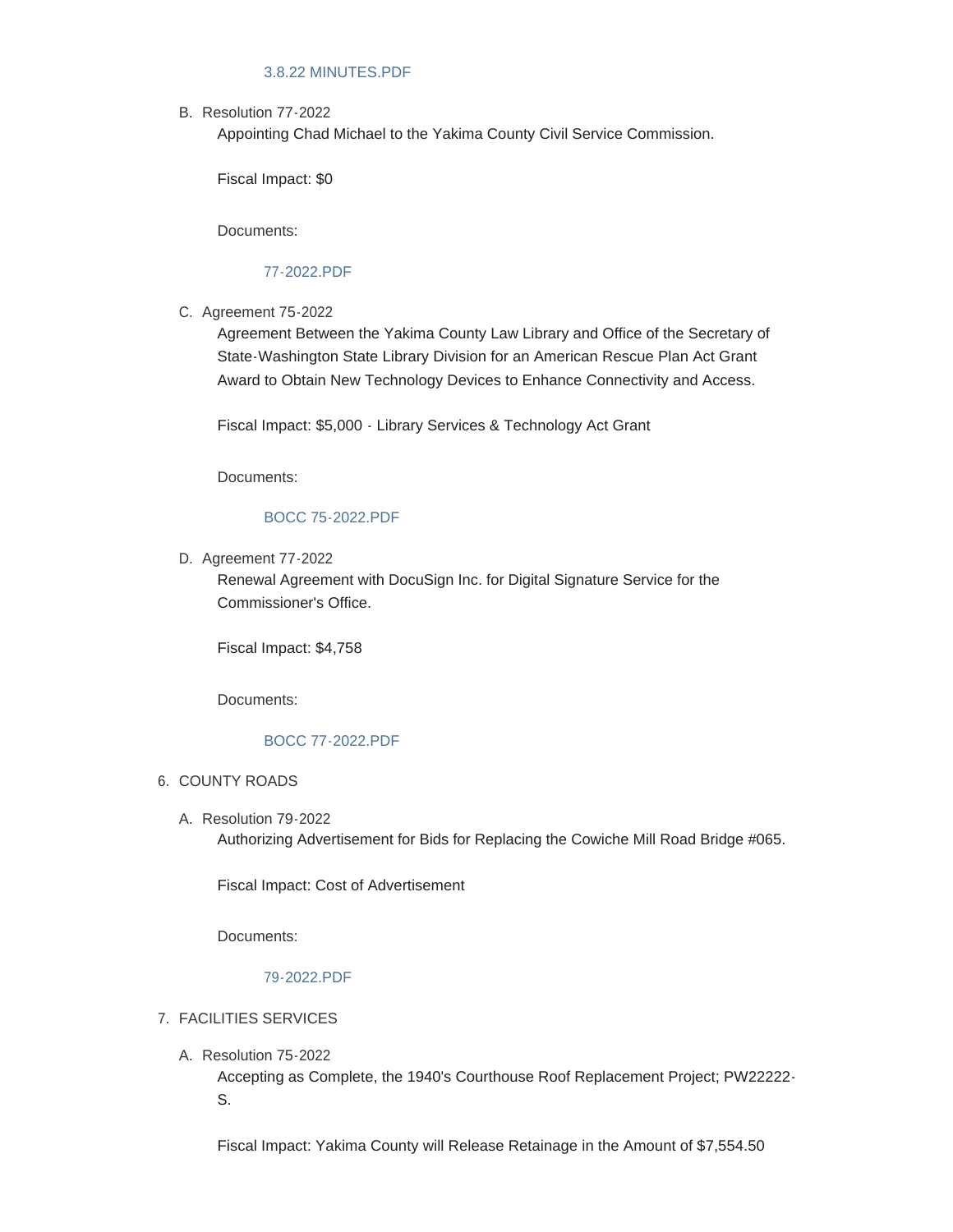3.8.22 MINUTES.PDF

B. Resolution 77-2022

   Appointing Chad Michael to the Yakima County Civil Service Commission.

   Fiscal Impact: $0

   Documents:

   77-2022.PDF

C. Agreement 75-2022

   Agreement Between the Yakima County Law Library and Office of the Secretary of State-Washington State Library Division for an American Rescue Plan Act Grant Award to Obtain New Technology Devices to Enhance Connectivity and Access.

   Fiscal Impact: $5,000 - Library Services & Technology Act Grant

   Documents:

   BOCC 75-2022.PDF

D. Agreement 77-2022

   Renewal Agreement with DocuSign Inc. for Digital Signature Service for the Commissioner's Office.

   Fiscal Impact: $4,758

   Documents:

   BOCC 77-2022.PDF

6. COUNTY ROADS

   A. Resolution 79-2022

      Authorizing Advertisement for Bids for Replacing the Cowiche Mill Road Bridge #065.

      Fiscal Impact: Cost of Advertisement

      Documents:

      79-2022.PDF

7. FACILITIES SERVICES

   A. Resolution 75-2022

      Accepting as Complete, the 1940's Courthouse Roof Replacement Project; PW22222-S.

      Fiscal Impact: Yakima County will Release Retainage in the Amount of $7,554.50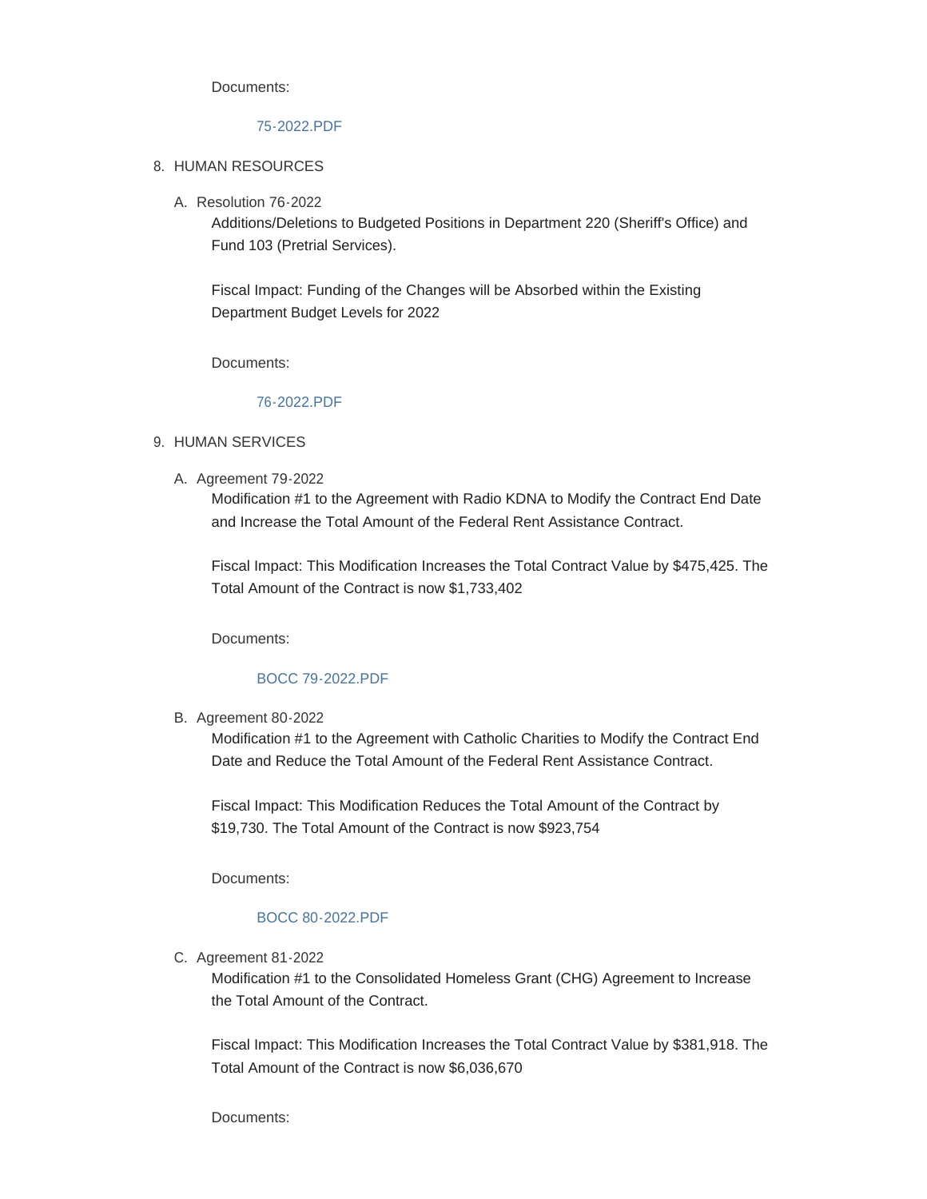Documents:

75-2022.PDF

8. HUMAN RESOURCES

   A. Resolution 76-2022

      Additions/Deletions to Budgeted Positions in Department 220 (Sheriff's Office) and Fund 103 (Pretrial Services).

      Fiscal Impact: Funding of the Changes will be Absorbed within the Existing Department Budget Levels for 2022

      Documents:

      76-2022.PDF

9. HUMAN SERVICES

   A. Agreement 79-2022

      Modification #1 to the Agreement with Radio KDNA to Modify the Contract End Date and Increase the Total Amount of the Federal Rent Assistance Contract.

      Fiscal Impact: This Modification Increases the Total Contract Value by $475,425. The Total Amount of the Contract is now $1,733,402

      Documents:

      BOCC 79-2022.PDF

   B. Agreement 80-2022

      Modification #1 to the Agreement with Catholic Charities to Modify the Contract End Date and Reduce the Total Amount of the Federal Rent Assistance Contract.

      Fiscal Impact: This Modification Reduces the Total Amount of the Contract by $19,730. The Total Amount of the Contract is now $923,754

      Documents:

      BOCC 80-2022.PDF

   C. Agreement 81-2022

      Modification #1 to the Consolidated Homeless Grant (CHG) Agreement to Increase the Total Amount of the Contract.

      Fiscal Impact: This Modification Increases the Total Contract Value by $381,918. The Total Amount of the Contract is now $6,036,670

      Documents: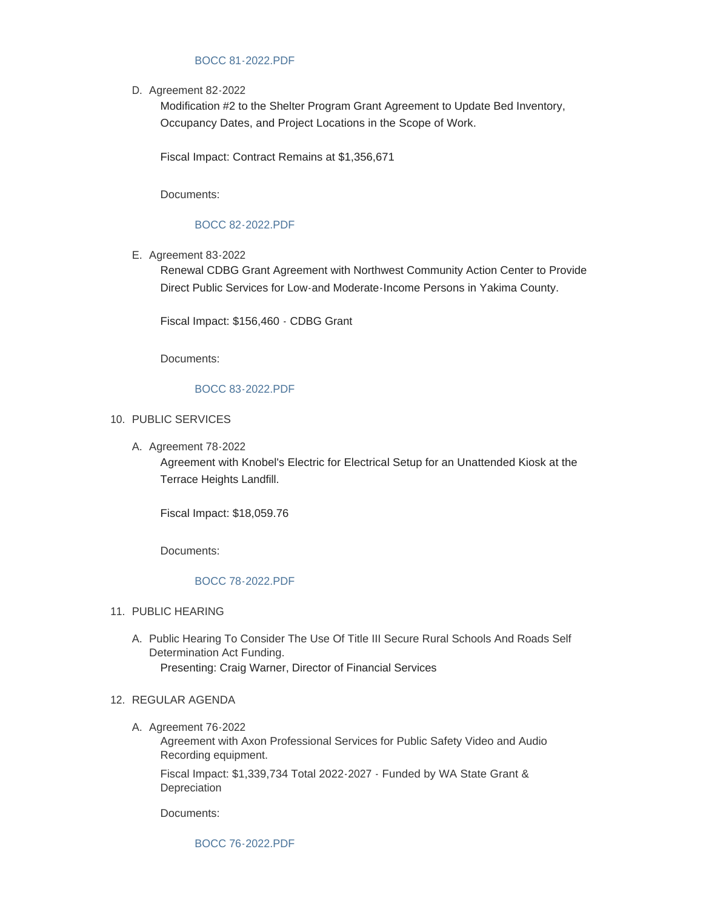BOCC 81-2022.PDF

D. Agreement 82-2022

   Modification #2 to the Shelter Program Grant Agreement to Update Bed Inventory, Occupancy Dates, and Project Locations in the Scope of Work.

   Fiscal Impact: Contract Remains at $1,356,671

   Documents:

   BOCC 82-2022.PDF

E. Agreement 83-2022

   Renewal CDBG Grant Agreement with Northwest Community Action Center to Provide Direct Public Services for Low-and Moderate-Income Persons in Yakima County.

   Fiscal Impact: $156,460 - CDBG Grant

   Documents:

   BOCC 83-2022.PDF

10. PUBLIC SERVICES

   A. Agreement 78-2022

      Agreement with Knobel's Electric for Electrical Setup for an Unattended Kiosk at the Terrace Heights Landfill.

      Fiscal Impact: $18,059.76

      Documents:

      BOCC 78-2022.PDF

11. PUBLIC HEARING

   A. Public Hearing To Consider The Use Of Title III Secure Rural Schools And Roads Self Determination Act Funding.

      Presenting: Craig Warner, Director of Financial Services

12. REGULAR AGENDA

   A. Agreement 76-2022

      Agreement with Axon Professional Services for Public Safety Video and Audio Recording equipment.

      Fiscal Impact: $1,339,734 Total 2022-2027 - Funded by WA State Grant & Depreciation

      Documents:

      BOCC 76-2022.PDF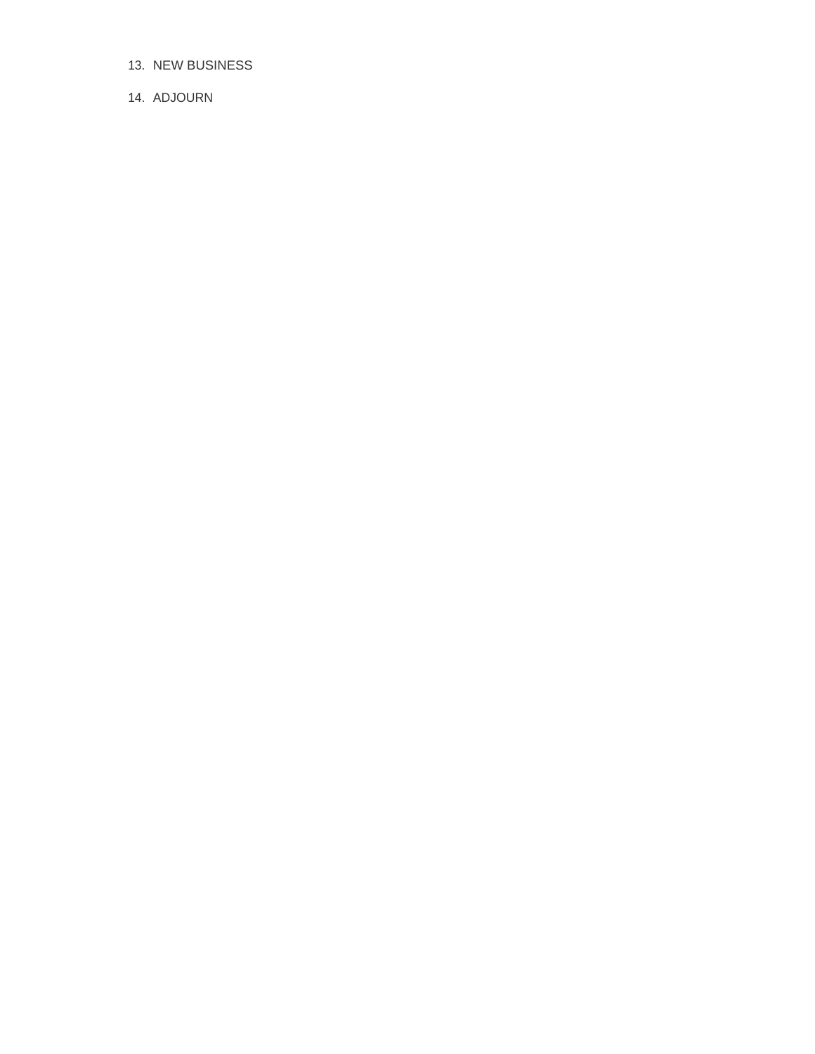13. NEW BUSINESS

14. ADJOURN